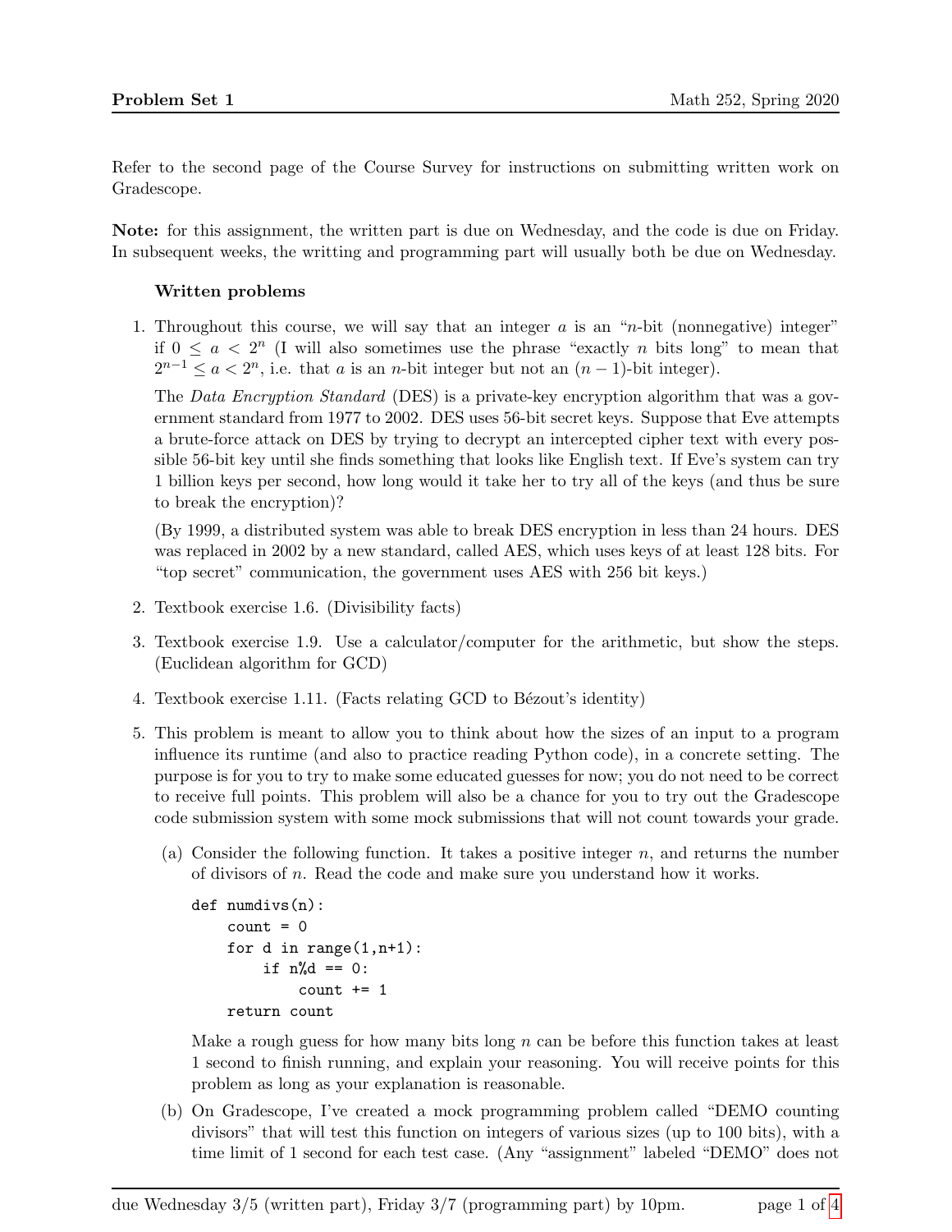Refer to the second page of the Course Survey for instructions on submitting written work on Gradescope.

**Note:** for this assignment, the written part is due on Wednesday, and the code is due on Friday. In subsequent weeks, the writting and programming part will usually both be due on Wednesday.

### Written problems

1. Throughout this course, we will say that an integer $a$ is an "$n$-bit (nonnegative) integer" if $0 \leq a < 2^n$ (I will also sometimes use the phrase "exactly $n$ bits long" to mean that $2^{n-1} \leq a < 2^n$, i.e. that $a$ is an $n$-bit integer but not an $(n-1)$-bit integer).

   The *Data Encryption Standard* (DES) is a private-key encryption algorithm that was a government standard from 1977 to 2002. DES uses 56-bit secret keys. Suppose that Eve attempts a brute-force attack on DES by trying to decrypt an intercepted cipher text with every possible 56-bit key until she finds something that looks like English text. If Eve's system can try 1 billion keys per second, how long would it take her to try all of the keys (and thus be sure to break the encryption)?

   (By 1999, a distributed system was able to break DES encryption in less than 24 hours. DES was replaced in 2002 by a new standard, called AES, which uses keys of at least 128 bits. For "top secret" communication, the government uses AES with 256 bit keys.)

2. Textbook exercise 1.6. (Divisibility facts)

3. Textbook exercise 1.9. Use a calculator/computer for the arithmetic, but show the steps. (Euclidean algorithm for GCD)

4. Textbook exercise 1.11. (Facts relating GCD to Bézout's identity)

5. This problem is meant to allow you to think about how the sizes of an input to a program influence its runtime (and also to practice reading Python code), in a concrete setting. The purpose is for you to try to make some educated guesses for now; you do not need to be correct to receive full points. This problem will also be a chance for you to try out the Gradescope code submission system with some mock submissions that will not count towards your grade.

   (a) Consider the following function. It takes a positive integer $n$, and returns the number of divisors of $n$. Read the code and make sure you understand how it works.

   ```
   def numdivs(n):
       count = 0
       for d in range(1,n+1):
           if n%d == 0:
               count += 1
       return count
   ```

   Make a rough guess for how many bits long $n$ can be before this function takes at least 1 second to finish running, and explain your reasoning. You will receive points for this problem as long as your explanation is reasonable.

   (b) On Gradescope, I've created a mock programming problem called "DEMO counting divisors" that will test this function on integers of various sizes (up to 100 bits), with a time limit of 1 second for each test case. (Any "assignment" labeled "DEMO" does not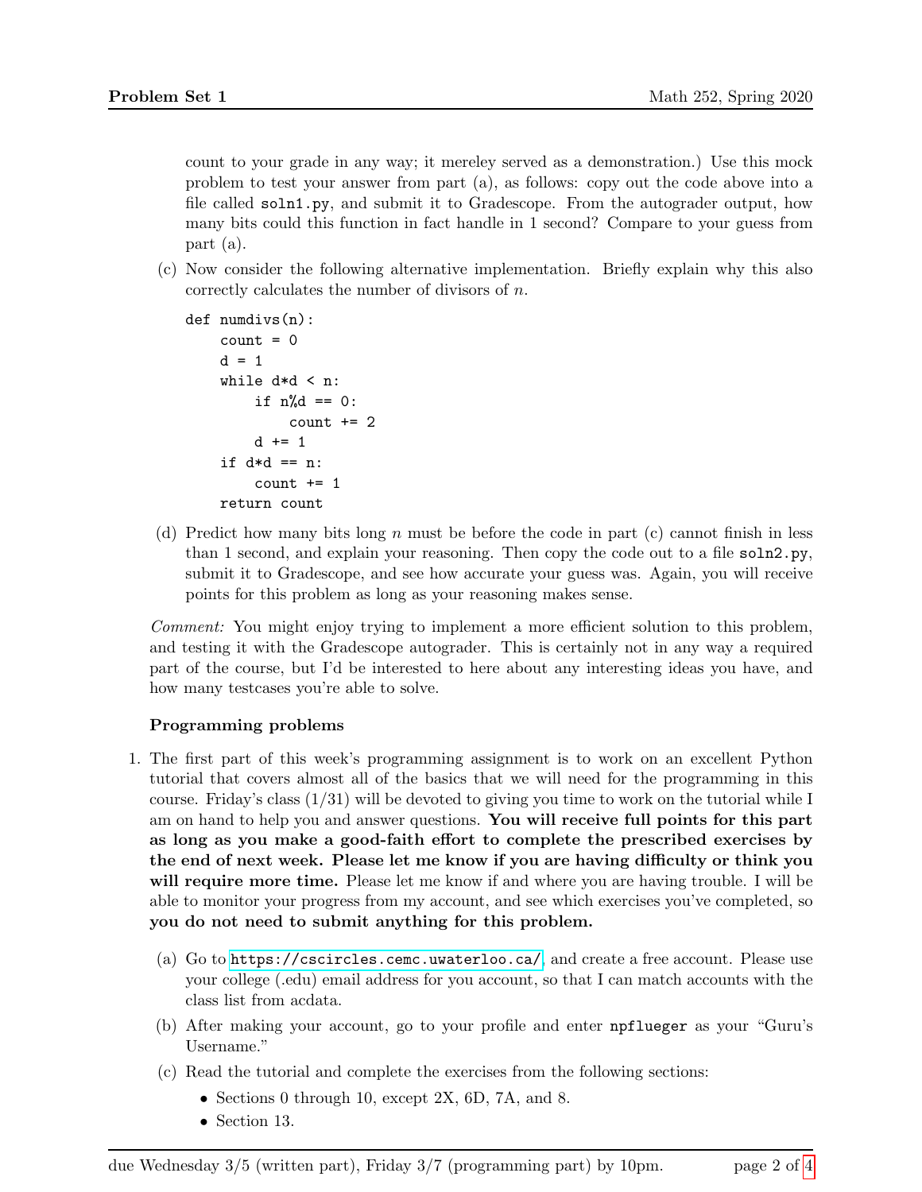count to your grade in any way; it mereley served as a demonstration.) Use this mock problem to test your answer from part (a), as follows: copy out the code above into a file called `soln1.py`, and submit it to Gradescope. From the autograder output, how many bits could this function in fact handle in 1 second? Compare to your guess from part (a).

(c) Now consider the following alternative implementation. Briefly explain why this also correctly calculates the number of divisors of $n$.

```
def numdivs(n):
    count = 0
    d = 1
    while d*d < n:
        if n%d == 0:
            count += 2
        d += 1
    if d*d == n:
        count += 1
    return count
```

(d) Predict how many bits long $n$ must be before the code in part (c) cannot finish in less than 1 second, and explain your reasoning. Then copy the code out to a file `soln2.py`, submit it to Gradescope, and see how accurate your guess was. Again, you will receive points for this problem as long as your reasoning makes sense.

*Comment:* You might enjoy trying to implement a more efficient solution to this problem, and testing it with the Gradescope autograder. This is certainly not in any way a required part of the course, but I'd be interested to here about any interesting ideas you have, and how many testcases you're able to solve.

**Programming problems**

1. The first part of this week's programming assignment is to work on an excellent Python tutorial that covers almost all of the basics that we will need for the programming in this course. Friday's class (1/31) will be devoted to giving you time to work on the tutorial while I am on hand to help you and answer questions. **You will receive full points for this part as long as you make a good-faith effort to complete the prescribed exercises by the end of next week. Please let me know if you are having difficulty or think you will require more time.** Please let me know if and where you are having trouble. I will be able to monitor your progress from my account, and see which exercises you've completed, so **you do not need to submit anything for this problem.**

   (a) Go to https://cscircles.cemc.uwaterloo.ca/, and create a free account. Please use your college (.edu) email address for you account, so that I can match accounts with the class list from acdata.

   (b) After making your account, go to your profile and enter `npflueger` as your "Guru's Username."

   (c) Read the tutorial and complete the exercises from the following sections:

   - Sections 0 through 10, except 2X, 6D, 7A, and 8.
   - Section 13.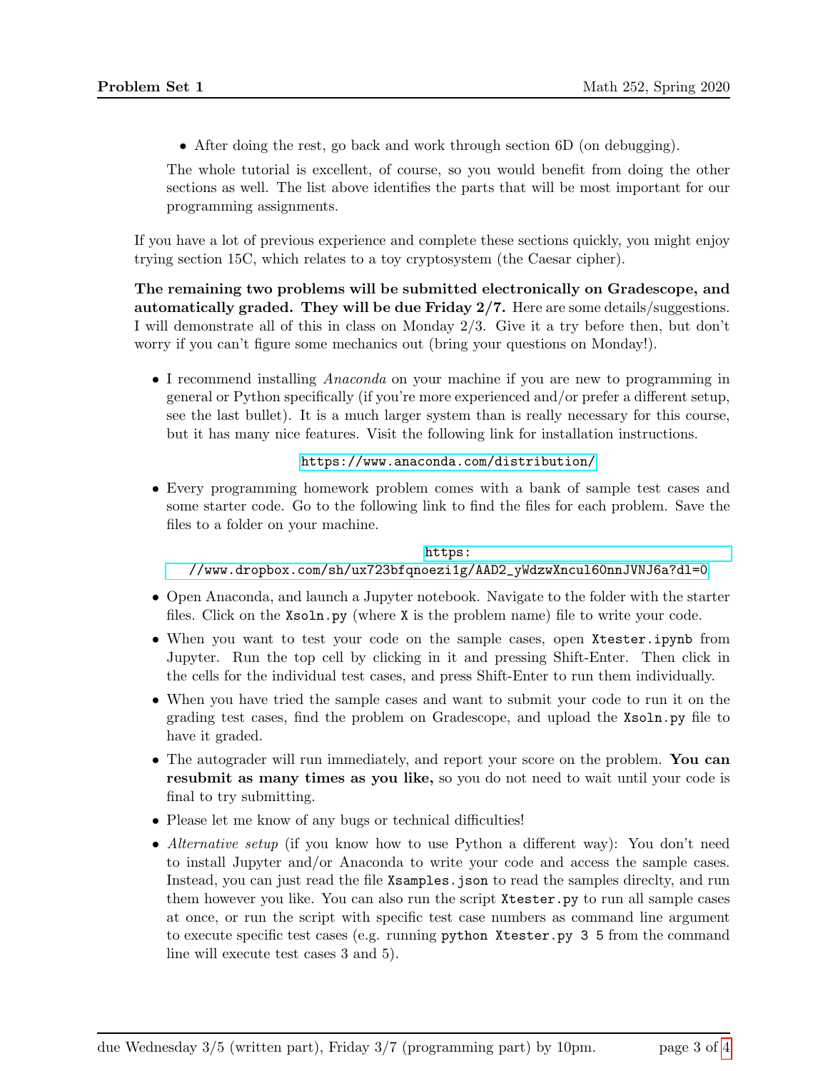- After doing the rest, go back and work through section 6D (on debugging).

  The whole tutorial is excellent, of course, so you would benefit from doing the other sections as well. The list above identifies the parts that will be most important for our programming assignments.

If you have a lot of previous experience and complete these sections quickly, you might enjoy trying section 15C, which relates to a toy cryptosystem (the Caesar cipher).

**The remaining two problems will be submitted electronically on Gradescope, and automatically graded. They will be due Friday 2/7.** Here are some details/suggestions. I will demonstrate all of this in class on Monday 2/3. Give it a try before then, but don't worry if you can't figure some mechanics out (bring your questions on Monday!).

- I recommend installing *Anaconda* on your machine if you are new to programming in general or Python specifically (if you're more experienced and/or prefer a different setup, see the last bullet). It is a much larger system than is really necessary for this course, but it has many nice features. Visit the following link for installation instructions.

  `https://www.anaconda.com/distribution/`

- Every programming homework problem comes with a bank of sample test cases and some starter code. Go to the following link to find the files for each problem. Save the files to a folder on your machine.

  `https://www.dropbox.com/sh/ux723bfqnoezi1g/AAD2_yWdzwXncul60nnJVNJ6a?dl=0`

- Open Anaconda, and launch a Jupyter notebook. Navigate to the folder with the starter files. Click on the `Xsoln.py` (where `X` is the problem name) file to write your code.
- When you want to test your code on the sample cases, open `Xtester.ipynb` from Jupyter. Run the top cell by clicking in it and pressing Shift-Enter. Then click in the cells for the individual test cases, and press Shift-Enter to run them individually.
- When you have tried the sample cases and want to submit your code to run it on the grading test cases, find the problem on Gradescope, and upload the `Xsoln.py` file to have it graded.
- The autograder will run immediately, and report your score on the problem. **You can resubmit as many times as you like,** so you do not need to wait until your code is final to try submitting.
- Please let me know of any bugs or technical difficulties!
- *Alternative setup* (if you know how to use Python a different way): You don't need to install Jupyter and/or Anaconda to write your code and access the sample cases. Instead, you can just read the file `Xsamples.json` to read the samples direclty, and run them however you like. You can also run the script `Xtester.py` to run all sample cases at once, or run the script with specific test case numbers as command line argument to execute specific test cases (e.g. running `python Xtester.py 3 5` from the command line will execute test cases 3 and 5).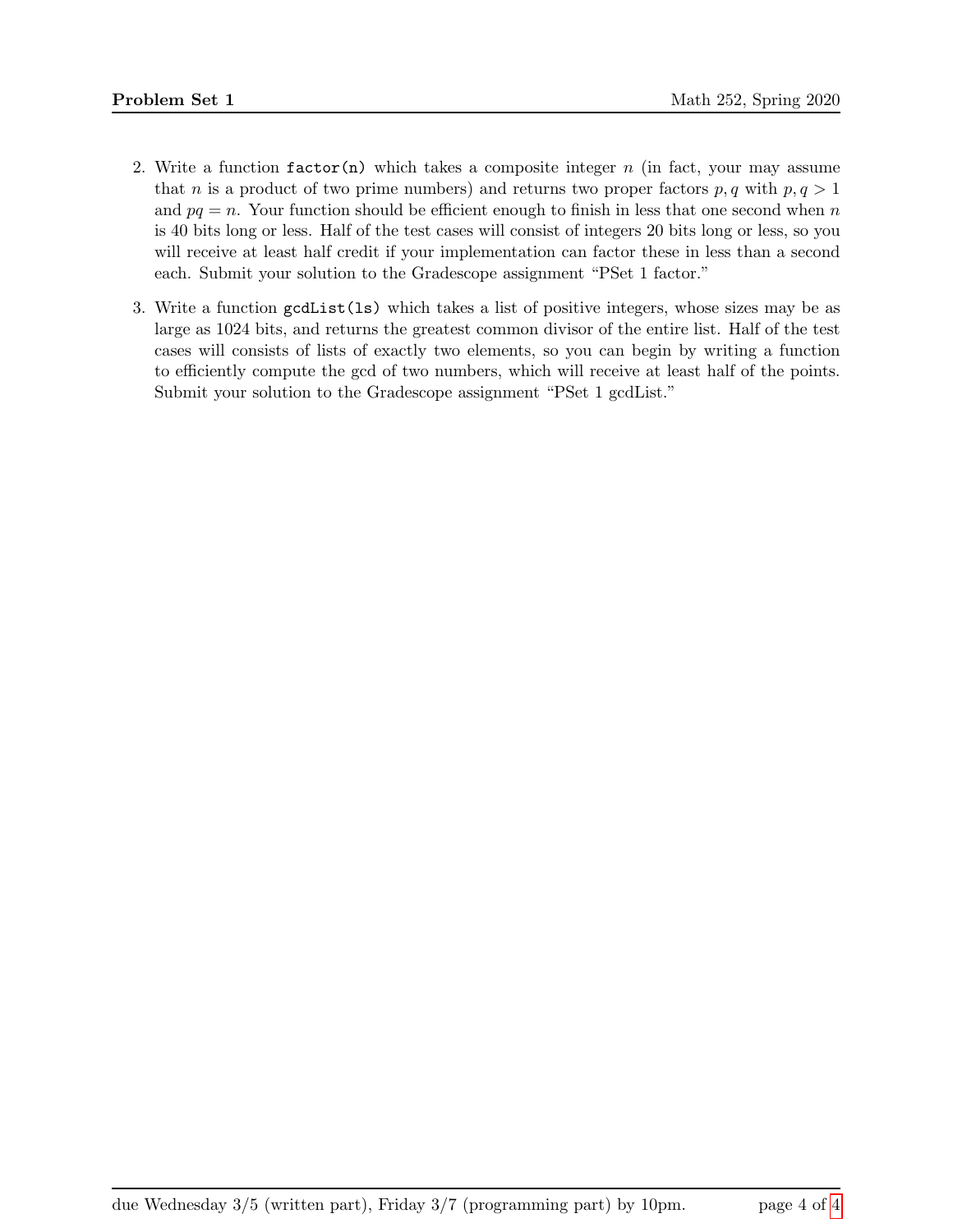2. Write a function `factor(n)` which takes a composite integer $n$ (in fact, your may assume that $n$ is a product of two prime numbers) and returns two proper factors $p, q$ with $p, q > 1$ and $pq = n$. Your function should be efficient enough to finish in less that one second when $n$ is 40 bits long or less. Half of the test cases will consist of integers 20 bits long or less, so you will receive at least half credit if your implementation can factor these in less than a second each. Submit your solution to the Gradescope assignment "PSet 1 factor."

3. Write a function `gcdList(ls)` which takes a list of positive integers, whose sizes may be as large as 1024 bits, and returns the greatest common divisor of the entire list. Half of the test cases will consists of lists of exactly two elements, so you can begin by writing a function to efficiently compute the gcd of two numbers, which will receive at least half of the points. Submit your solution to the Gradescope assignment "PSet 1 gcdList."